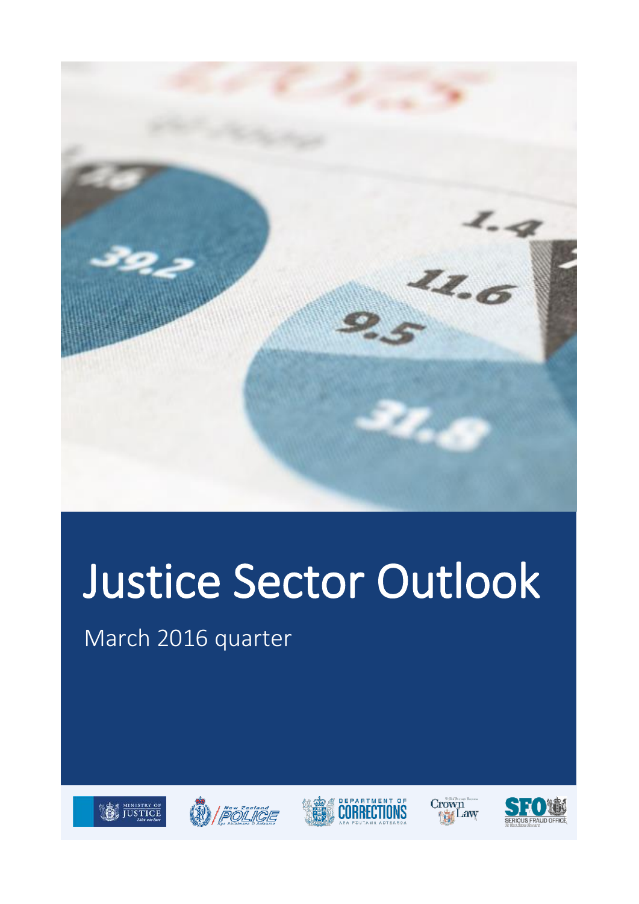# Justice Sector Outlook

March 2016 quarter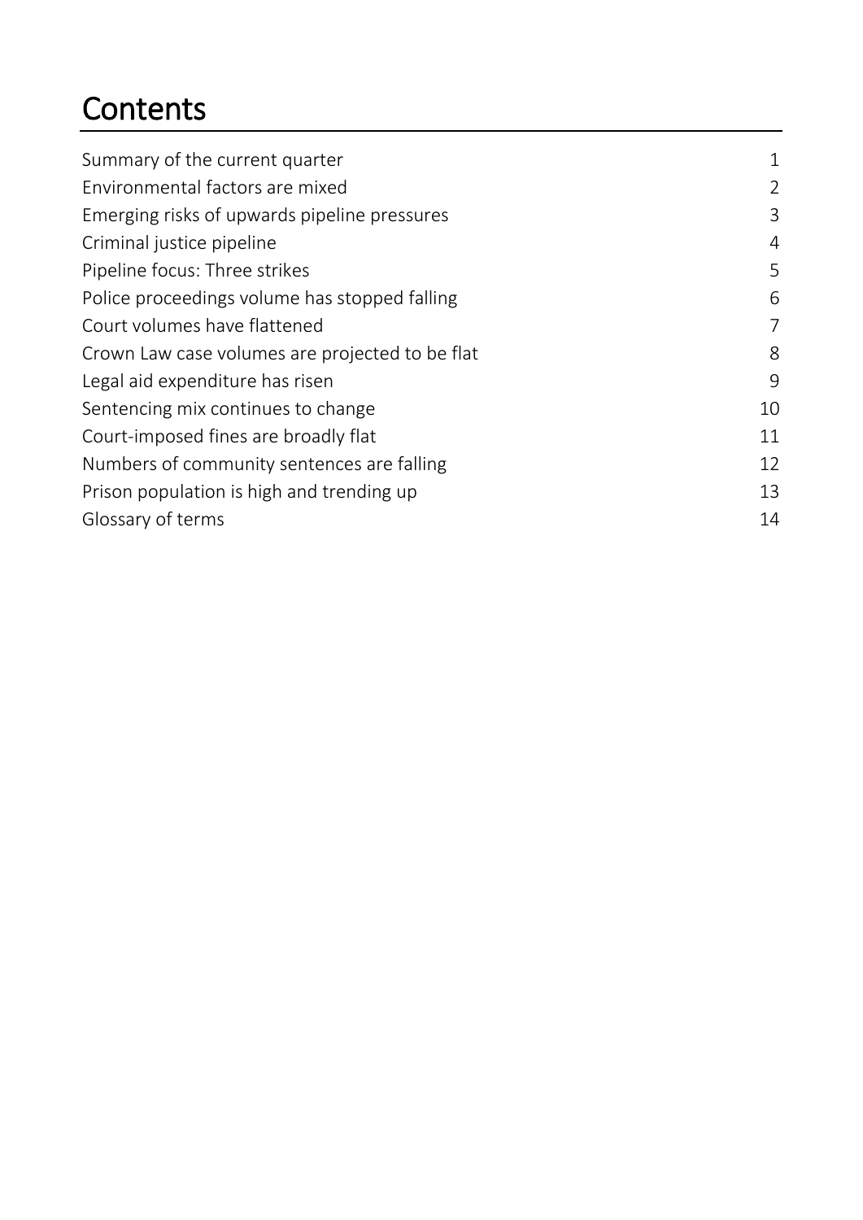# Contents

| | |
|---|---|
| Summary of the current quarter | 1 |
| Environmental factors are mixed | 2 |
| Emerging risks of upwards pipeline pressures | 3 |
| Criminal justice pipeline | 4 |
| Pipeline focus: Three strikes | 5 |
| Police proceedings volume has stopped falling | 6 |
| Court volumes have flattened | 7 |
| Crown Law case volumes are projected to be flat | 8 |
| Legal aid expenditure has risen | 9 |
| Sentencing mix continues to change | 10 |
| Court-imposed fines are broadly flat | 11 |
| Numbers of community sentences are falling | 12 |
| Prison population is high and trending up | 13 |
| Glossary of terms | 14 |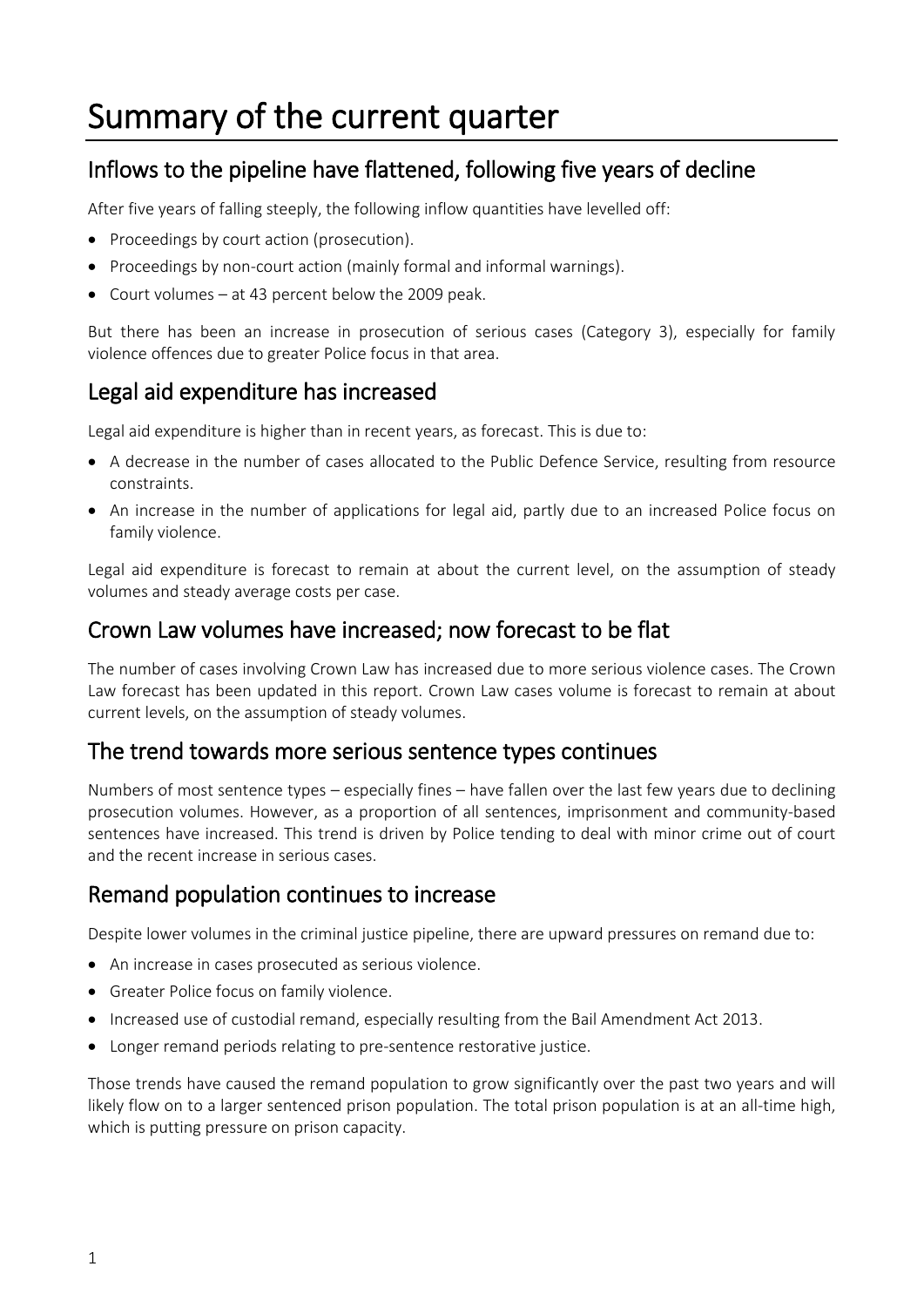# Summary of the current quarter

## Inflows to the pipeline have flattened, following five years of decline

After five years of falling steeply, the following inflow quantities have levelled off:

- Proceedings by court action (prosecution).
- Proceedings by non-court action (mainly formal and informal warnings).
- Court volumes – at 43 percent below the 2009 peak.

But there has been an increase in prosecution of serious cases (Category 3), especially for family violence offences due to greater Police focus in that area.

## Legal aid expenditure has increased

Legal aid expenditure is higher than in recent years, as forecast. This is due to:

- A decrease in the number of cases allocated to the Public Defence Service, resulting from resource constraints.
- An increase in the number of applications for legal aid, partly due to an increased Police focus on family violence.

Legal aid expenditure is forecast to remain at about the current level, on the assumption of steady volumes and steady average costs per case.

## Crown Law volumes have increased; now forecast to be flat

The number of cases involving Crown Law has increased due to more serious violence cases. The Crown Law forecast has been updated in this report. Crown Law cases volume is forecast to remain at about current levels, on the assumption of steady volumes.

## The trend towards more serious sentence types continues

Numbers of most sentence types – especially fines – have fallen over the last few years due to declining prosecution volumes. However, as a proportion of all sentences, imprisonment and community-based sentences have increased. This trend is driven by Police tending to deal with minor crime out of court and the recent increase in serious cases.

## Remand population continues to increase

Despite lower volumes in the criminal justice pipeline, there are upward pressures on remand due to:

- An increase in cases prosecuted as serious violence.
- Greater Police focus on family violence.
- Increased use of custodial remand, especially resulting from the Bail Amendment Act 2013.
- Longer remand periods relating to pre-sentence restorative justice.

Those trends have caused the remand population to grow significantly over the past two years and will likely flow on to a larger sentenced prison population. The total prison population is at an all-time high, which is putting pressure on prison capacity.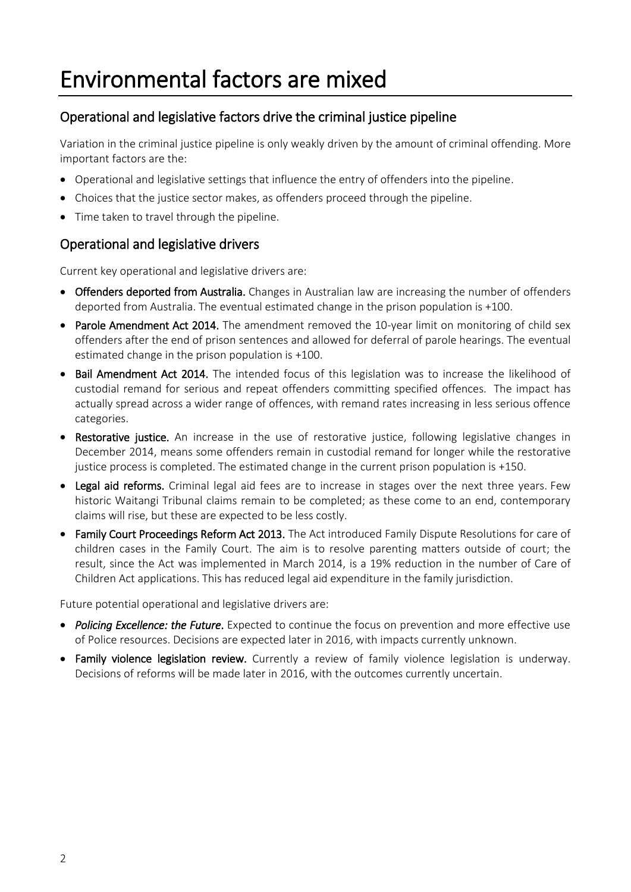# Environmental factors are mixed

## Operational and legislative factors drive the criminal justice pipeline

Variation in the criminal justice pipeline is only weakly driven by the amount of criminal offending. More important factors are the:

- Operational and legislative settings that influence the entry of offenders into the pipeline.
- Choices that the justice sector makes, as offenders proceed through the pipeline.
- Time taken to travel through the pipeline.

## Operational and legislative drivers

Current key operational and legislative drivers are:

- **Offenders deported from Australia.** Changes in Australian law are increasing the number of offenders deported from Australia. The eventual estimated change in the prison population is +100.
- **Parole Amendment Act 2014.** The amendment removed the 10-year limit on monitoring of child sex offenders after the end of prison sentences and allowed for deferral of parole hearings. The eventual estimated change in the prison population is +100.
- **Bail Amendment Act 2014.** The intended focus of this legislation was to increase the likelihood of custodial remand for serious and repeat offenders committing specified offences. The impact has actually spread across a wider range of offences, with remand rates increasing in less serious offence categories.
- **Restorative justice.** An increase in the use of restorative justice, following legislative changes in December 2014, means some offenders remain in custodial remand for longer while the restorative justice process is completed. The estimated change in the current prison population is +150.
- **Legal aid reforms.** Criminal legal aid fees are to increase in stages over the next three years. Few historic Waitangi Tribunal claims remain to be completed; as these come to an end, contemporary claims will rise, but these are expected to be less costly.
- **Family Court Proceedings Reform Act 2013.** The Act introduced Family Dispute Resolutions for care of children cases in the Family Court. The aim is to resolve parenting matters outside of court; the result, since the Act was implemented in March 2014, is a 19% reduction in the number of Care of Children Act applications. This has reduced legal aid expenditure in the family jurisdiction.

Future potential operational and legislative drivers are:

- ***Policing Excellence: the Future*.** Expected to continue the focus on prevention and more effective use of Police resources. Decisions are expected later in 2016, with impacts currently unknown.
- **Family violence legislation review.** Currently a review of family violence legislation is underway. Decisions of reforms will be made later in 2016, with the outcomes currently uncertain.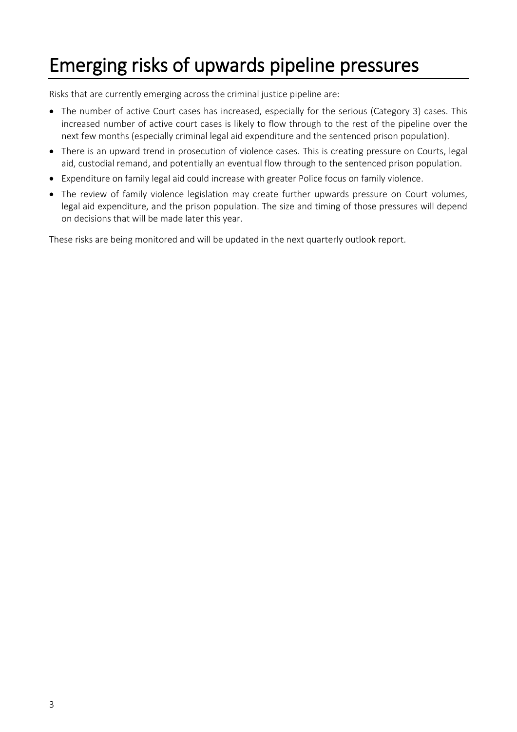# Emerging risks of upwards pipeline pressures

Risks that are currently emerging across the criminal justice pipeline are:

- The number of active Court cases has increased, especially for the serious (Category 3) cases. This increased number of active court cases is likely to flow through to the rest of the pipeline over the next few months (especially criminal legal aid expenditure and the sentenced prison population).
- There is an upward trend in prosecution of violence cases. This is creating pressure on Courts, legal aid, custodial remand, and potentially an eventual flow through to the sentenced prison population.
- Expenditure on family legal aid could increase with greater Police focus on family violence.
- The review of family violence legislation may create further upwards pressure on Court volumes, legal aid expenditure, and the prison population. The size and timing of those pressures will depend on decisions that will be made later this year.

These risks are being monitored and will be updated in the next quarterly outlook report.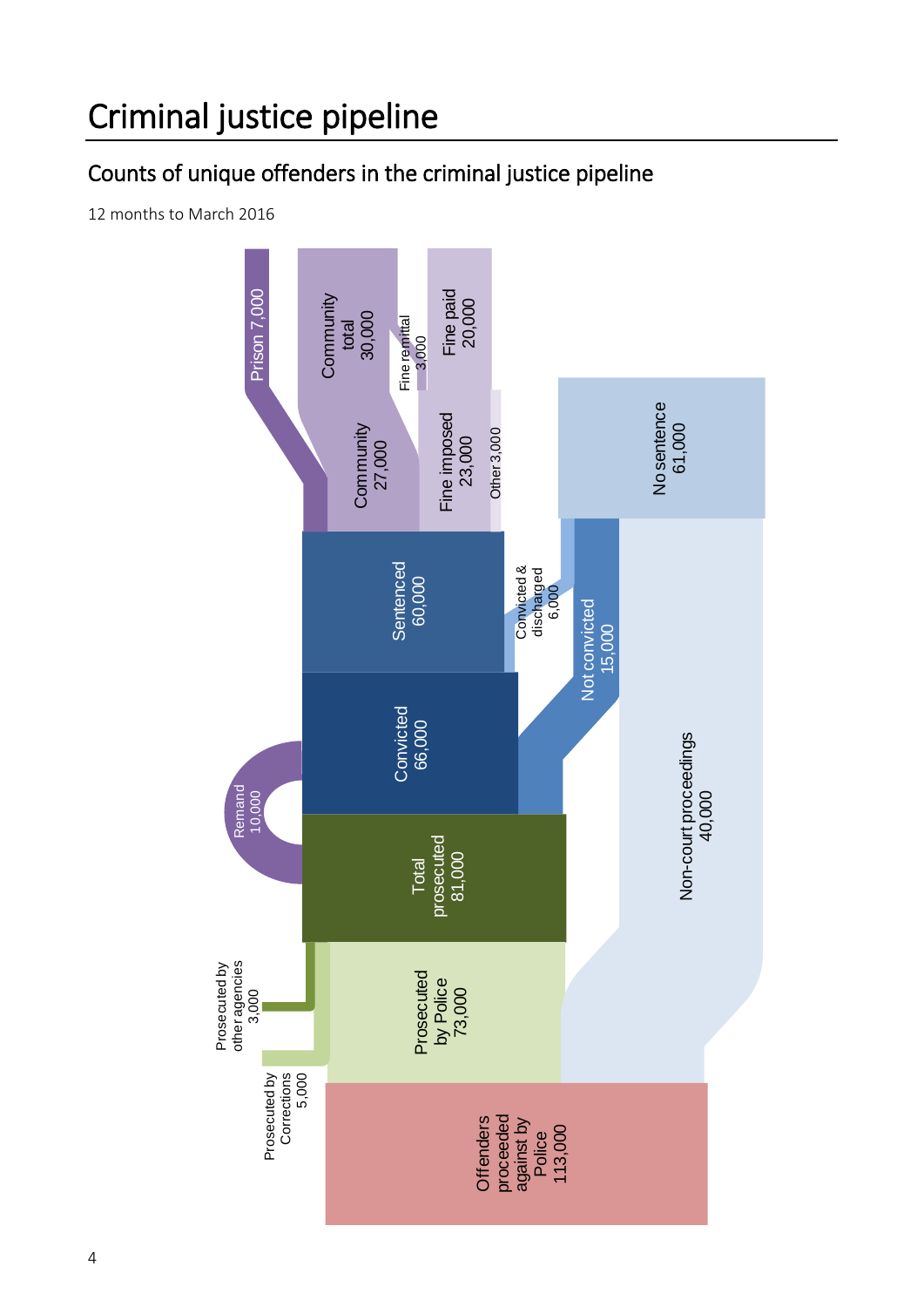# Criminal justice pipeline

## Counts of unique offenders in the criminal justice pipeline

12 months to March 2016

- Offenders proceeded against by Police 113,000
- Prosecuted by Police 73,000
- Prosecuted by Corrections 5,000
- Prosecuted by other agencies 3,000
- Total prosecuted 81,000
- Non-court proceedings 40,000
- Remand 10,000
- Convicted 66,000
- Not convicted 15,000
- Sentenced 60,000
- Convicted & discharged 6,000
- No sentence 61,000
- Prison 7,000
- Community 27,000
- Community total 30,000
- Fine imposed 23,000
- Fine remittal 3,000
- Fine paid 20,000
- Other 3,000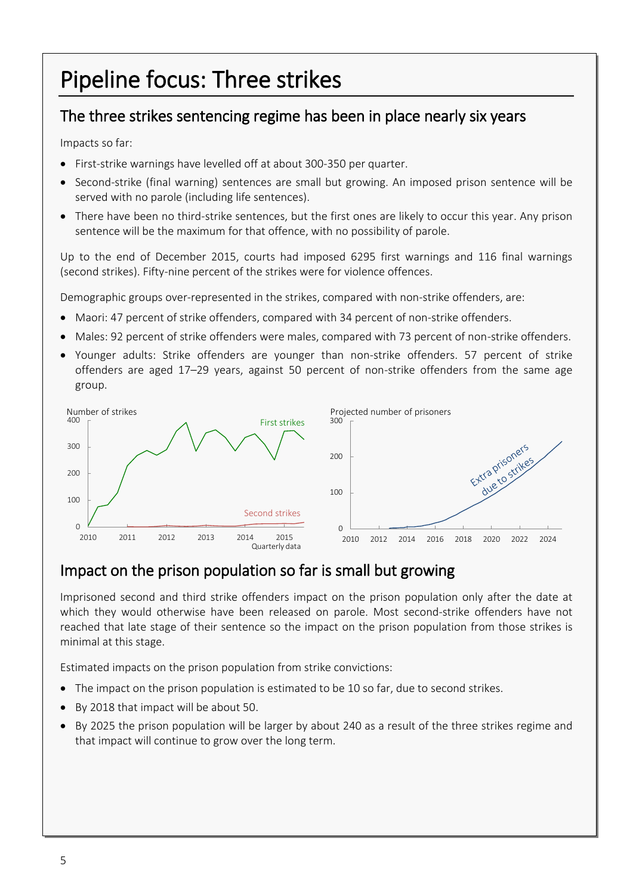# Pipeline focus: Three strikes

## The three strikes sentencing regime has been in place nearly six years

Impacts so far:

- First-strike warnings have levelled off at about 300-350 per quarter.
- Second-strike (final warning) sentences are small but growing. An imposed prison sentence will be served with no parole (including life sentences).
- There have been no third-strike sentences, but the first ones are likely to occur this year. Any prison sentence will be the maximum for that offence, with no possibility of parole.

Up to the end of December 2015, courts had imposed 6295 first warnings and 116 final warnings (second strikes). Fifty-nine percent of the strikes were for violence offences.

Demographic groups over-represented in the strikes, compared with non-strike offenders, are:

- Maori: 47 percent of strike offenders, compared with 34 percent of non-strike offenders.
- Males: 92 percent of strike offenders were males, compared with 73 percent of non-strike offenders.
- Younger adults: Strike offenders are younger than non-strike offenders. 57 percent of strike offenders are aged 17–29 years, against 50 percent of non-strike offenders from the same age group.

## Impact on the prison population so far is small but growing

Imprisoned second and third strike offenders impact on the prison population only after the date at which they would otherwise have been released on parole. Most second-strike offenders have not reached that late stage of their sentence so the impact on the prison population from those strikes is minimal at this stage.

Estimated impacts on the prison population from strike convictions:

- The impact on the prison population is estimated to be 10 so far, due to second strikes.
- By 2018 that impact will be about 50.
- By 2025 the prison population will be larger by about 240 as a result of the three strikes regime and that impact will continue to grow over the long term.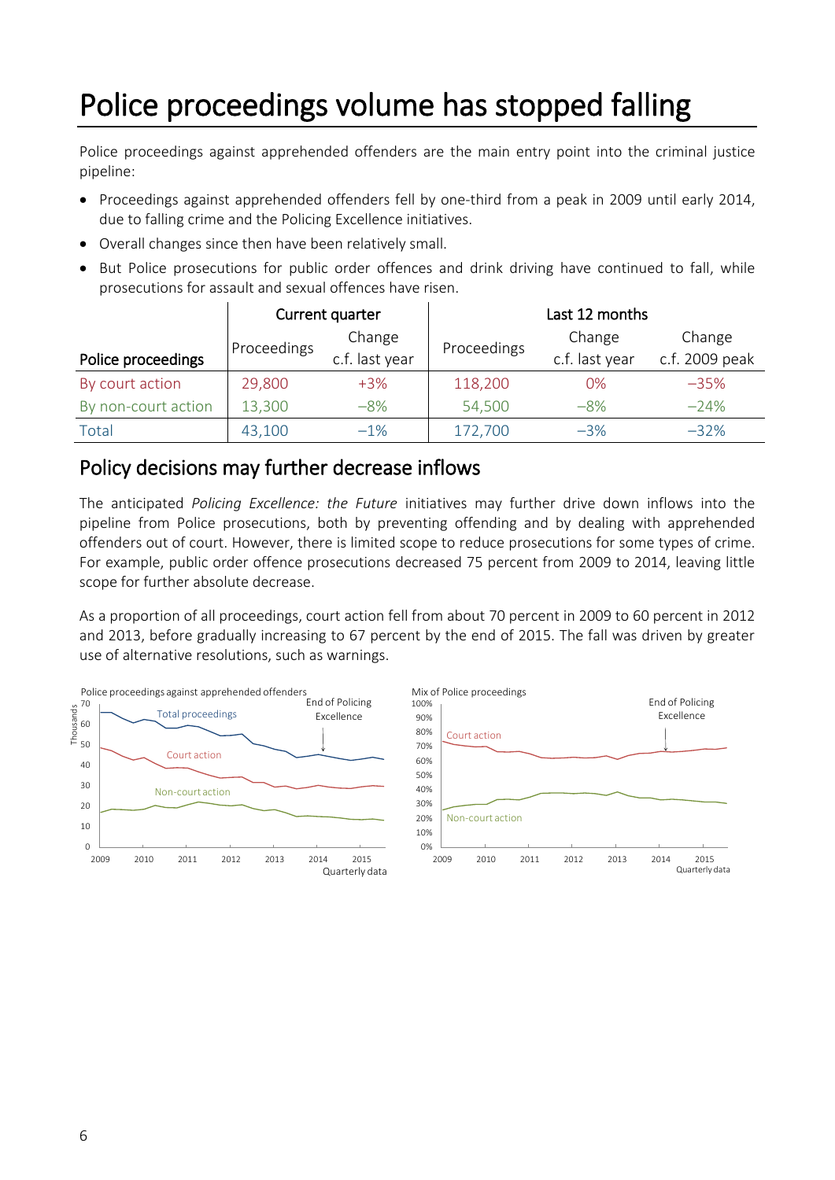# Police proceedings volume has stopped falling

Police proceedings against apprehended offenders are the main entry point into the criminal justice pipeline:

- Proceedings against apprehended offenders fell by one-third from a peak in 2009 until early 2014, due to falling crime and the Policing Excellence initiatives.
- Overall changes since then have been relatively small.
- But Police prosecutions for public order offences and drink driving have continued to fall, while prosecutions for assault and sexual offences have risen.

| Police proceedings | Current quarter | | Last 12 months | | |
|---|---|---|---|---|---|
| | Proceedings | Change c.f. last year | Proceedings | Change c.f. last year | Change c.f. 2009 peak |
| By court action | 29,800 | +3% | 118,200 | 0% | −35% |
| By non-court action | 13,300 | −8% | 54,500 | −8% | −24% |
| Total | 43,100 | −1% | 172,700 | −3% | −32% |

## Policy decisions may further decrease inflows

The anticipated *Policing Excellence: the Future* initiatives may further drive down inflows into the pipeline from Police prosecutions, both by preventing offending and by dealing with apprehended offenders out of court. However, there is limited scope to reduce prosecutions for some types of crime. For example, public order offence prosecutions decreased 75 percent from 2009 to 2014, leaving little scope for further absolute decrease.

As a proportion of all proceedings, court action fell from about 70 percent in 2009 to 60 percent in 2012 and 2013, before gradually increasing to 67 percent by the end of 2015. The fall was driven by greater use of alternative resolutions, such as warnings.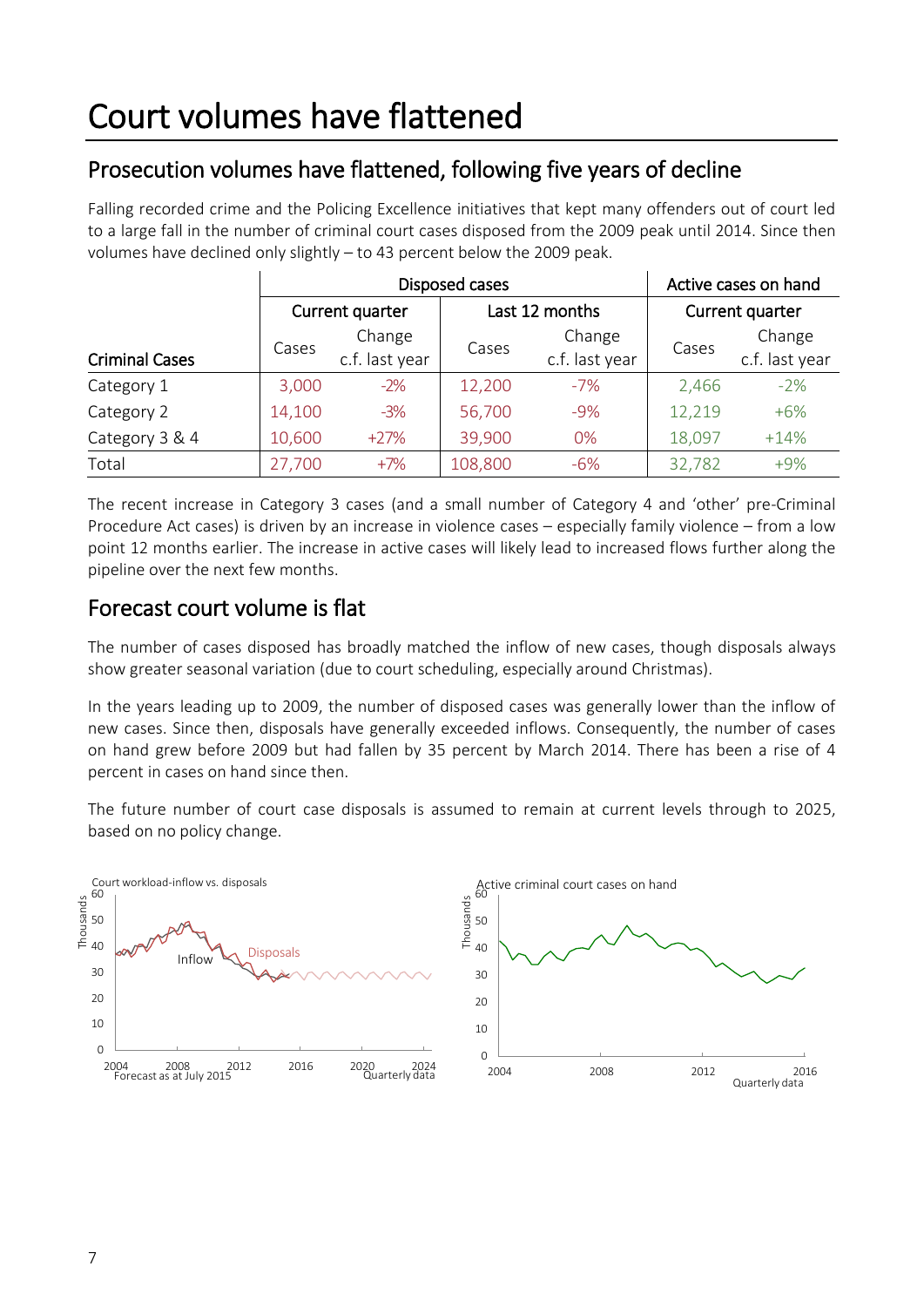# Court volumes have flattened

## Prosecution volumes have flattened, following five years of decline

Falling recorded crime and the Policing Excellence initiatives that kept many offenders out of court led to a large fall in the number of criminal court cases disposed from the 2009 peak until 2014. Since then volumes have declined only slightly – to 43 percent below the 2009 peak.

| | Disposed cases | | | | Active cases on hand | |
|---|---|---|---|---|---|---|
| | Current quarter | | Last 12 months | | Current quarter | |
| Criminal Cases | Cases | Change c.f. last year | Cases | Change c.f. last year | Cases | Change c.f. last year |
| Category 1 | 3,000 | -2% | 12,200 | -7% | 2,466 | -2% |
| Category 2 | 14,100 | -3% | 56,700 | -9% | 12,219 | +6% |
| Category 3 & 4 | 10,600 | +27% | 39,900 | 0% | 18,097 | +14% |
| Total | 27,700 | +7% | 108,800 | -6% | 32,782 | +9% |

The recent increase in Category 3 cases (and a small number of Category 4 and 'other' pre-Criminal Procedure Act cases) is driven by an increase in violence cases – especially family violence – from a low point 12 months earlier. The increase in active cases will likely lead to increased flows further along the pipeline over the next few months.

## Forecast court volume is flat

The number of cases disposed has broadly matched the inflow of new cases, though disposals always show greater seasonal variation (due to court scheduling, especially around Christmas).

In the years leading up to 2009, the number of disposed cases was generally lower than the inflow of new cases. Since then, disposals have generally exceeded inflows. Consequently, the number of cases on hand grew before 2009 but had fallen by 35 percent by March 2014. There has been a rise of 4 percent in cases on hand since then.

The future number of court case disposals is assumed to remain at current levels through to 2025, based on no policy change.

Court workload-inflow vs. disposals

Forecast as at July 2015 — Quarterly data

Active criminal court cases on hand

Quarterly data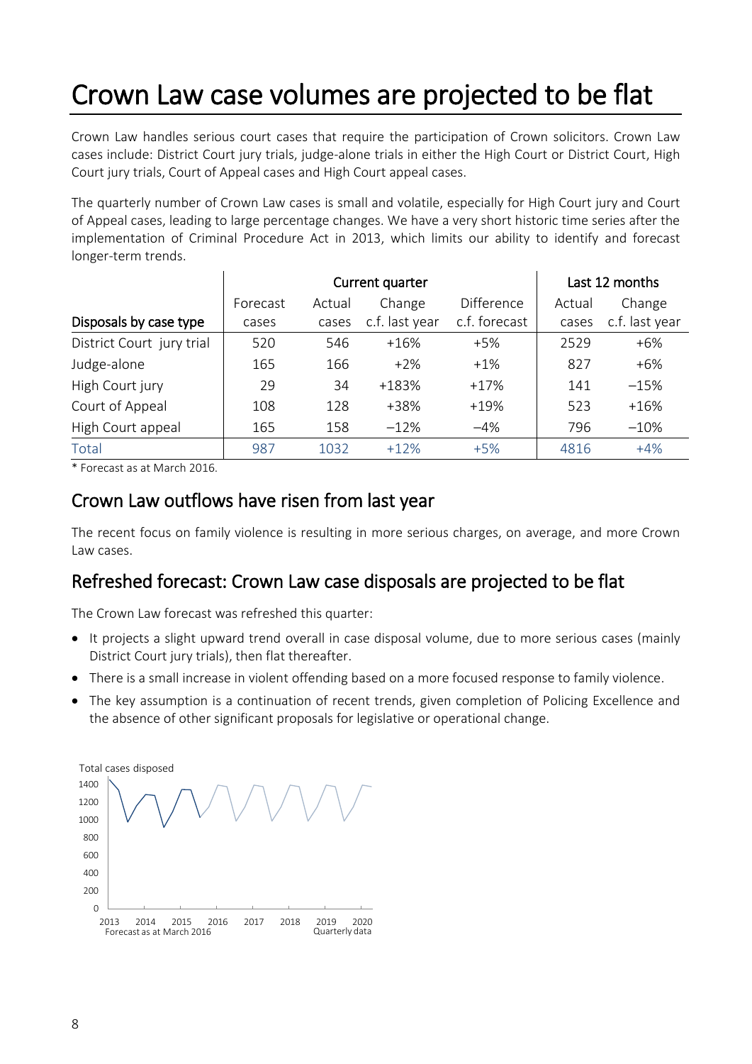# Crown Law case volumes are projected to be flat

Crown Law handles serious court cases that require the participation of Crown solicitors. Crown Law cases include: District Court jury trials, judge-alone trials in either the High Court or District Court, High Court jury trials, Court of Appeal cases and High Court appeal cases.

The quarterly number of Crown Law cases is small and volatile, especially for High Court jury and Court of Appeal cases, leading to large percentage changes. We have a very short historic time series after the implementation of Criminal Procedure Act in 2013, which limits our ability to identify and forecast longer-term trends.

| | Current quarter | | | | Last 12 months | |
|---|---|---|---|---|---|---|
| Disposals by case type | Forecast cases | Actual cases | Change c.f. last year | Difference c.f. forecast | Actual cases | Change c.f. last year |
| District Court jury trial | 520 | 546 | +16% | +5% | 2529 | +6% |
| Judge-alone | 165 | 166 | +2% | +1% | 827 | +6% |
| High Court jury | 29 | 34 | +183% | +17% | 141 | −15% |
| Court of Appeal | 108 | 128 | +38% | +19% | 523 | +16% |
| High Court appeal | 165 | 158 | −12% | −4% | 796 | −10% |
| Total | 987 | 1032 | +12% | +5% | 4816 | +4% |

* Forecast as at March 2016.

## Crown Law outflows have risen from last year

The recent focus on family violence is resulting in more serious charges, on average, and more Crown Law cases.

## Refreshed forecast: Crown Law case disposals are projected to be flat

The Crown Law forecast was refreshed this quarter:

- It projects a slight upward trend overall in case disposal volume, due to more serious cases (mainly District Court jury trials), then flat thereafter.
- There is a small increase in violent offending based on a more focused response to family violence.
- The key assumption is a continuation of recent trends, given completion of Policing Excellence and the absence of other significant proposals for legislative or operational change.

Total cases disposed

Forecast as at March 2016 — Quarterly data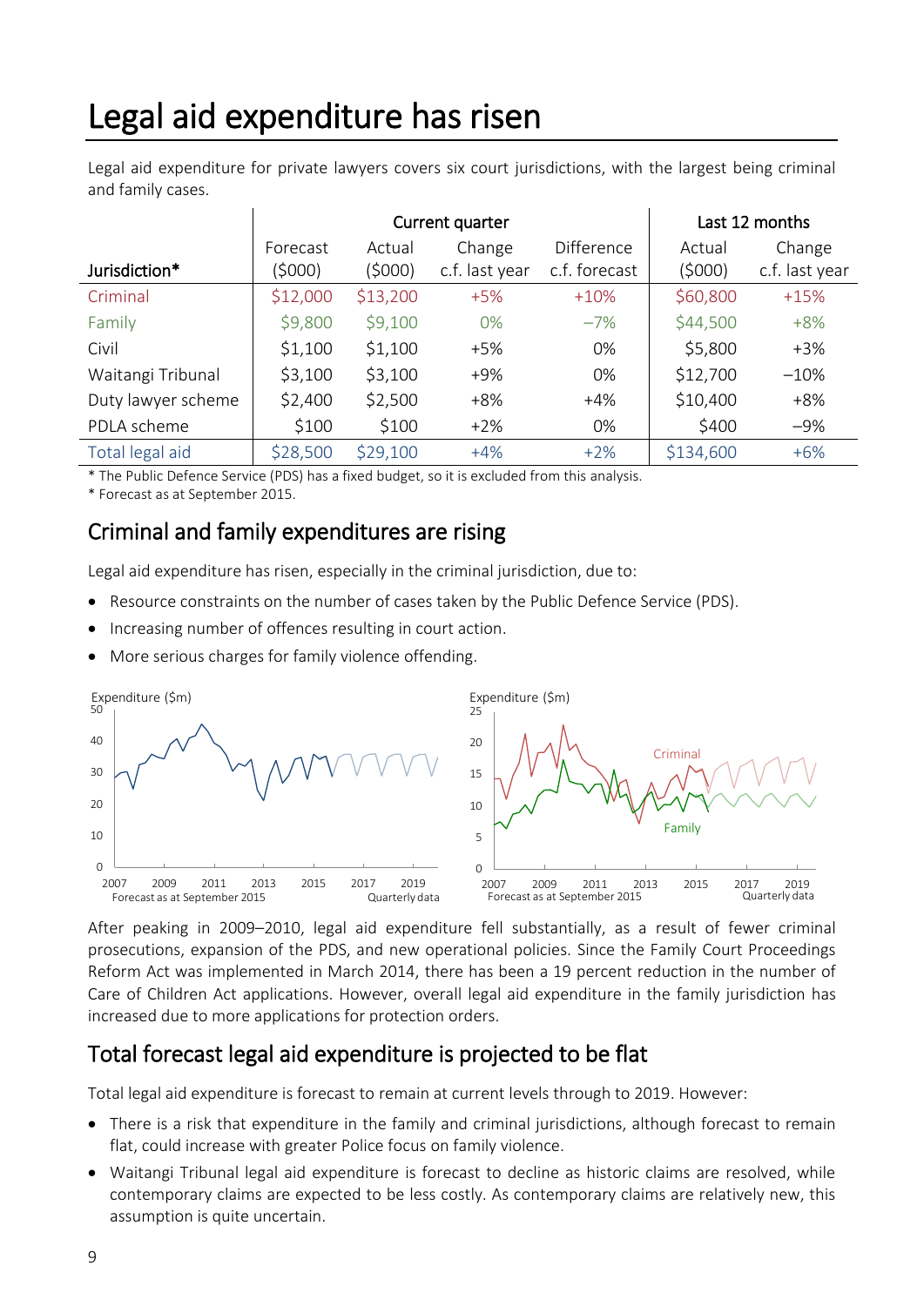# Legal aid expenditure has risen

Legal aid expenditure for private lawyers covers six court jurisdictions, with the largest being criminal and family cases.

| | Current quarter | | | | Last 12 months | |
|---|---|---|---|---|---|---|
| Jurisdiction* | Forecast ($000) | Actual ($000) | Change c.f. last year | Difference c.f. forecast | Actual ($000) | Change c.f. last year |
| Criminal | $12,000 | $13,200 | +5% | +10% | $60,800 | +15% |
| Family | $9,800 | $9,100 | 0% | −7% | $44,500 | +8% |
| Civil | $1,100 | $1,100 | +5% | 0% | $5,800 | +3% |
| Waitangi Tribunal | $3,100 | $3,100 | +9% | 0% | $12,700 | −10% |
| Duty lawyer scheme | $2,400 | $2,500 | +8% | +4% | $10,400 | +8% |
| PDLA scheme | $100 | $100 | +2% | 0% | $400 | −9% |
| Total legal aid | $28,500 | $29,100 | +4% | +2% | $134,600 | +6% |

* The Public Defence Service (PDS) has a fixed budget, so it is excluded from this analysis.
* Forecast as at September 2015.

## Criminal and family expenditures are rising

Legal aid expenditure has risen, especially in the criminal jurisdiction, due to:

- Resource constraints on the number of cases taken by the Public Defence Service (PDS).
- Increasing number of offences resulting in court action.
- More serious charges for family violence offending.

After peaking in 2009–2010, legal aid expenditure fell substantially, as a result of fewer criminal prosecutions, expansion of the PDS, and new operational policies. Since the Family Court Proceedings Reform Act was implemented in March 2014, there has been a 19 percent reduction in the number of Care of Children Act applications. However, overall legal aid expenditure in the family jurisdiction has increased due to more applications for protection orders.

## Total forecast legal aid expenditure is projected to be flat

Total legal aid expenditure is forecast to remain at current levels through to 2019. However:

- There is a risk that expenditure in the family and criminal jurisdictions, although forecast to remain flat, could increase with greater Police focus on family violence.
- Waitangi Tribunal legal aid expenditure is forecast to decline as historic claims are resolved, while contemporary claims are expected to be less costly. As contemporary claims are relatively new, this assumption is quite uncertain.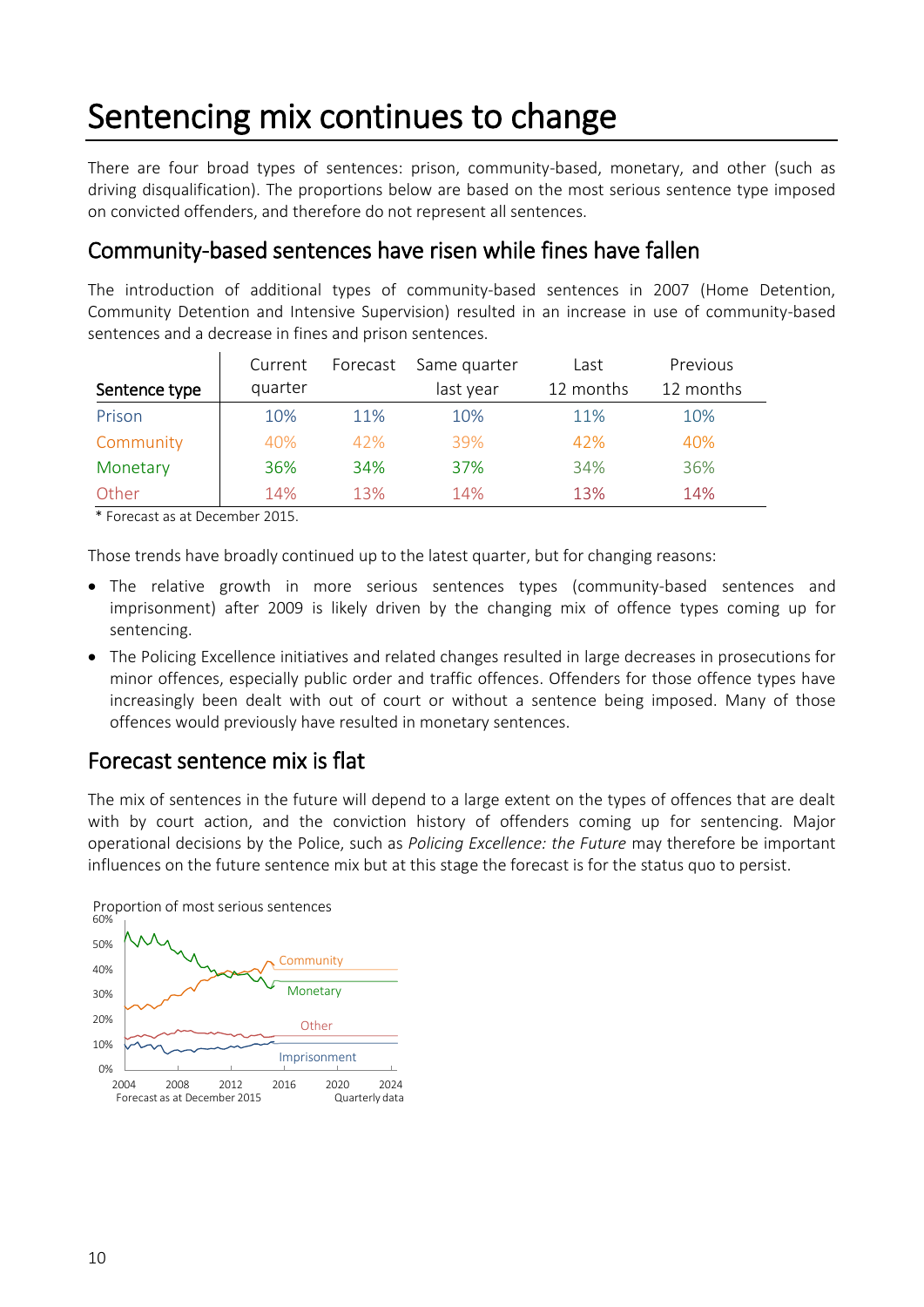# Sentencing mix continues to change

There are four broad types of sentences: prison, community-based, monetary, and other (such as driving disqualification). The proportions below are based on the most serious sentence type imposed on convicted offenders, and therefore do not represent all sentences.

## Community-based sentences have risen while fines have fallen

The introduction of additional types of community-based sentences in 2007 (Home Detention, Community Detention and Intensive Supervision) resulted in an increase in use of community-based sentences and a decrease in fines and prison sentences.

| Sentence type | Current quarter | Forecast | Same quarter last year | Last 12 months | Previous 12 months |
|---|---|---|---|---|---|
| Prison | 10% | 11% | 10% | 11% | 10% |
| Community | 40% | 42% | 39% | 42% | 40% |
| Monetary | 36% | 34% | 37% | 34% | 36% |
| Other | 14% | 13% | 14% | 13% | 14% |

* Forecast as at December 2015.

Those trends have broadly continued up to the latest quarter, but for changing reasons:

- The relative growth in more serious sentences types (community-based sentences and imprisonment) after 2009 is likely driven by the changing mix of offence types coming up for sentencing.
- The Policing Excellence initiatives and related changes resulted in large decreases in prosecutions for minor offences, especially public order and traffic offences. Offenders for those offence types have increasingly been dealt with out of court or without a sentence being imposed. Many of those offences would previously have resulted in monetary sentences.

## Forecast sentence mix is flat

The mix of sentences in the future will depend to a large extent on the types of offences that are dealt with by court action, and the conviction history of offenders coming up for sentencing. Major operational decisions by the Police, such as *Policing Excellence: the Future* may therefore be important influences on the future sentence mix but at this stage the forecast is for the status quo to persist.

Proportion of most serious sentences

Forecast as at December 2015 — Quarterly data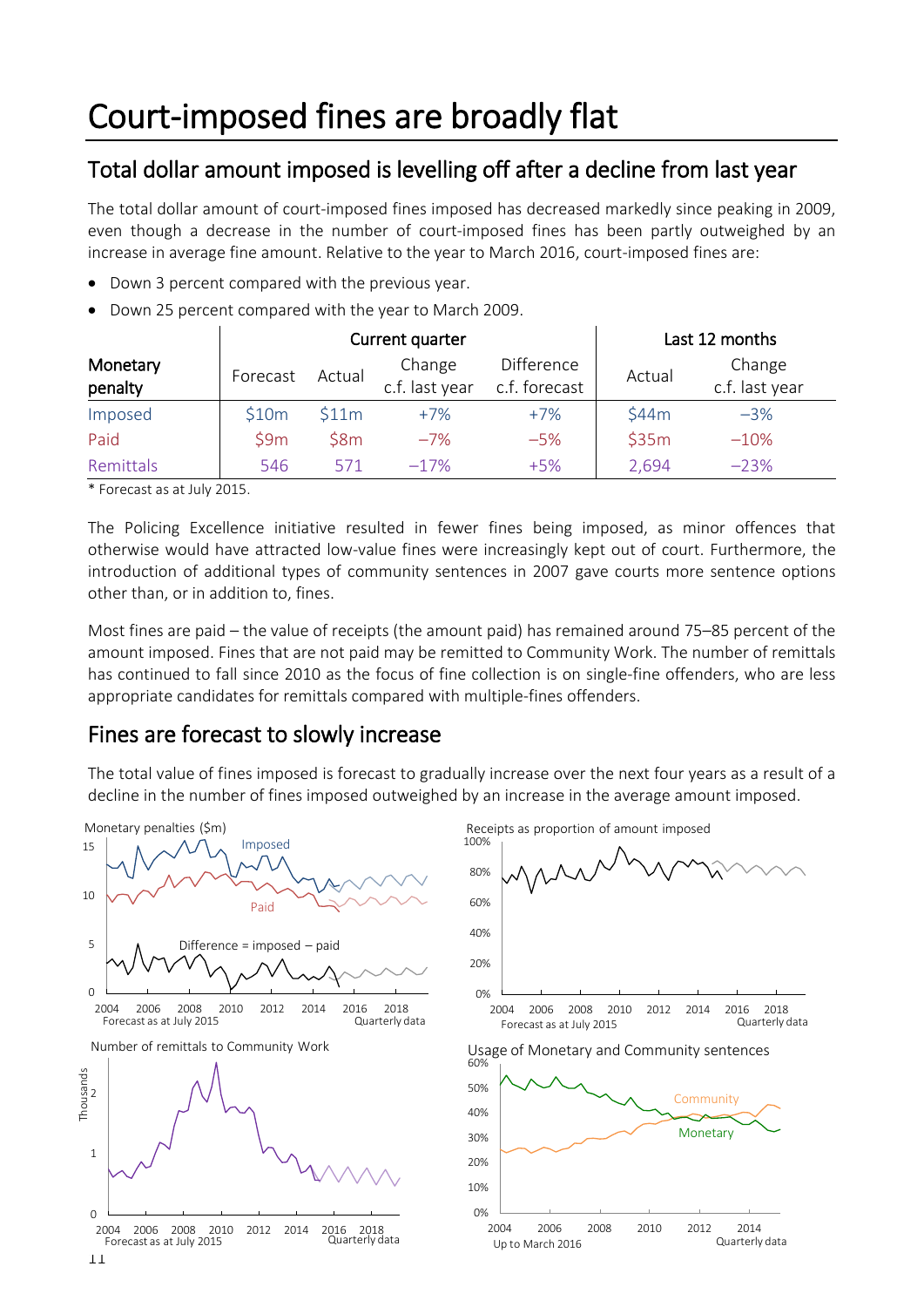# Court-imposed fines are broadly flat

## Total dollar amount imposed is levelling off after a decline from last year

The total dollar amount of court-imposed fines imposed has decreased markedly since peaking in 2009, even though a decrease in the number of court-imposed fines has been partly outweighed by an increase in average fine amount. Relative to the year to March 2016, court-imposed fines are:

- Down 3 percent compared with the previous year.
- Down 25 percent compared with the year to March 2009.

| Monetary penalty | Current quarter | | | | Last 12 months | |
|---|---|---|---|---|---|---|
| | Forecast | Actual | Change c.f. last year | Difference c.f. forecast | Actual | Change c.f. last year |
| Imposed | $10m | $11m | +7% | +7% | $44m | −3% |
| Paid | $9m | $8m | −7% | −5% | $35m | −10% |
| Remittals | 546 | 571 | −17% | +5% | 2,694 | −23% |

* Forecast as at July 2015.

The Policing Excellence initiative resulted in fewer fines being imposed, as minor offences that otherwise would have attracted low-value fines were increasingly kept out of court. Furthermore, the introduction of additional types of community sentences in 2007 gave courts more sentence options other than, or in addition to, fines.

Most fines are paid – the value of receipts (the amount paid) has remained around 75–85 percent of the amount imposed. Fines that are not paid may be remitted to Community Work. The number of remittals has continued to fall since 2010 as the focus of fine collection is on single-fine offenders, who are less appropriate candidates for remittals compared with multiple-fines offenders.

## Fines are forecast to slowly increase

The total value of fines imposed is forecast to gradually increase over the next four years as a result of a decline in the number of fines imposed outweighed by an increase in the average amount imposed.

Monetary penalties ($m) — Forecast as at July 2015, Quarterly data

Receipts as proportion of amount imposed — Forecast as at July 2015, Quarterly data

Number of remittals to Community Work — Forecast as at July 2015, Quarterly data

Usage of Monetary and Community sentences — Up to March 2016, Quarterly data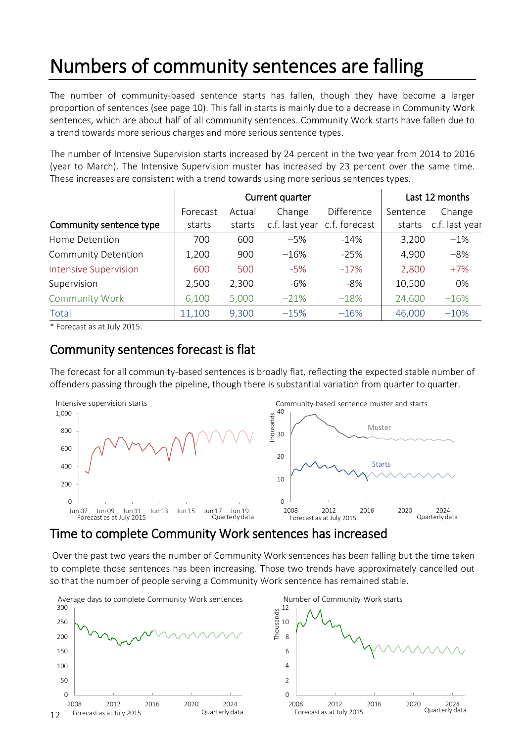# Numbers of community sentences are falling

The number of community-based sentence starts has fallen, though they have become a larger proportion of sentences (see page 10). This fall in starts is mainly due to a decrease in Community Work sentences, which are about half of all community sentences. Community Work starts have fallen due to a trend towards more serious charges and more serious sentence types.

The number of Intensive Supervision starts increased by 24 percent in the two year from 2014 to 2016 (year to March). The Intensive Supervision muster has increased by 23 percent over the same time. These increases are consistent with a trend towards using more serious sentences types.

| Community sentence type | Current quarter | | | | Last 12 months | |
|---|---|---|---|---|---|---|
| | Forecast starts | Actual starts | Change c.f. last year | Difference c.f. forecast | Sentence starts | Change c.f. last year |
| Home Detention | 700 | 600 | −5% | -14% | 3,200 | −1% |
| Community Detention | 1,200 | 900 | −16% | -25% | 4,900 | −8% |
| Intensive Supervision | 600 | 500 | -5% | -17% | 2,800 | +7% |
| Supervision | 2,500 | 2,300 | -6% | -8% | 10,500 | 0% |
| Community Work | 6,100 | 5,000 | −21% | −18% | 24,600 | −16% |
| Total | 11,100 | 9,300 | −15% | −16% | 46,000 | −10% |

* Forecast as at July 2015.

## Community sentences forecast is flat

The forecast for all community-based sentences is broadly flat, reflecting the expected stable number of offenders passing through the pipeline, though there is substantial variation from quarter to quarter.

Intensive supervision starts — Forecast as at July 2015, Quarterly data

Community-based sentence muster and starts — Forecast as at July 2015, Quarterly data

## Time to complete Community Work sentences has increased

Over the past two years the number of Community Work sentences has been falling but the time taken to complete those sentences has been increasing. Those two trends have approximately cancelled out so that the number of people serving a Community Work sentence has remained stable.

Average days to complete Community Work sentences — Forecast as at July 2015, Quarterly data

Number of Community Work starts — Forecast as at July 2015, Quarterly data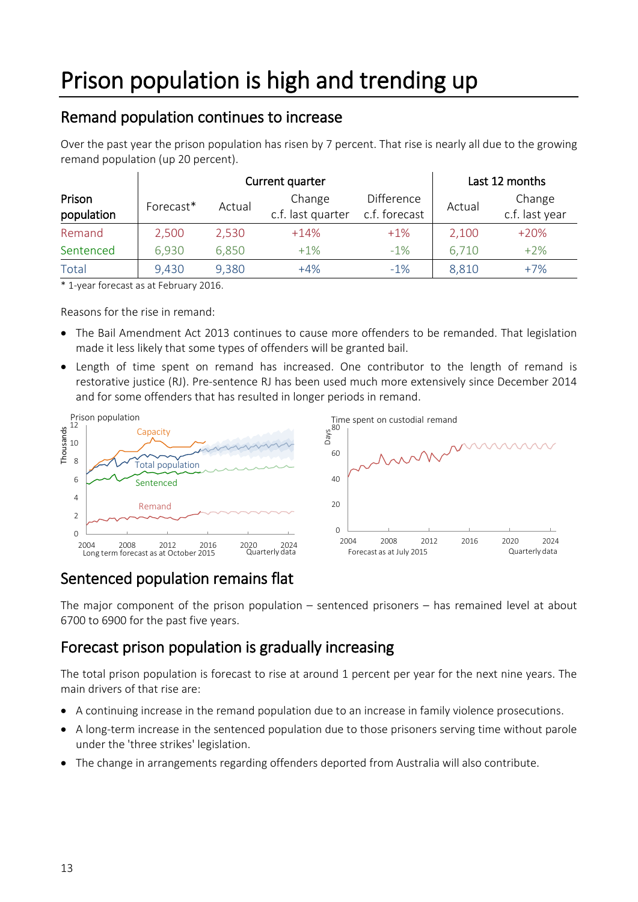# Prison population is high and trending up

## Remand population continues to increase

Over the past year the prison population has risen by 7 percent. That rise is nearly all due to the growing remand population (up 20 percent).

| Prison population | Current quarter | | | | Last 12 months | |
|---|---|---|---|---|---|---|
| | Forecast* | Actual | Change c.f. last quarter | Difference c.f. forecast | Actual | Change c.f. last year |
| Remand | 2,500 | 2,530 | +14% | +1% | 2,100 | +20% |
| Sentenced | 6,930 | 6,850 | +1% | -1% | 6,710 | +2% |
| Total | 9,430 | 9,380 | +4% | -1% | 8,810 | +7% |

\* 1-year forecast as at February 2016.

Reasons for the rise in remand:

- The Bail Amendment Act 2013 continues to cause more offenders to be remanded. That legislation made it less likely that some types of offenders will be granted bail.
- Length of time spent on remand has increased. One contributor to the length of remand is restorative justice (RJ). Pre-sentence RJ has been used much more extensively since December 2014 and for some offenders that has resulted in longer periods in remand.

Prison population

Long term forecast as at October 2015 — Quarterly data

Time spent on custodial remand

Forecast as at July 2015 — Quarterly data

## Sentenced population remains flat

The major component of the prison population – sentenced prisoners – has remained level at about 6700 to 6900 for the past five years.

## Forecast prison population is gradually increasing

The total prison population is forecast to rise at around 1 percent per year for the next nine years. The main drivers of that rise are:

- A continuing increase in the remand population due to an increase in family violence prosecutions.
- A long-term increase in the sentenced population due to those prisoners serving time without parole under the 'three strikes' legislation.
- The change in arrangements regarding offenders deported from Australia will also contribute.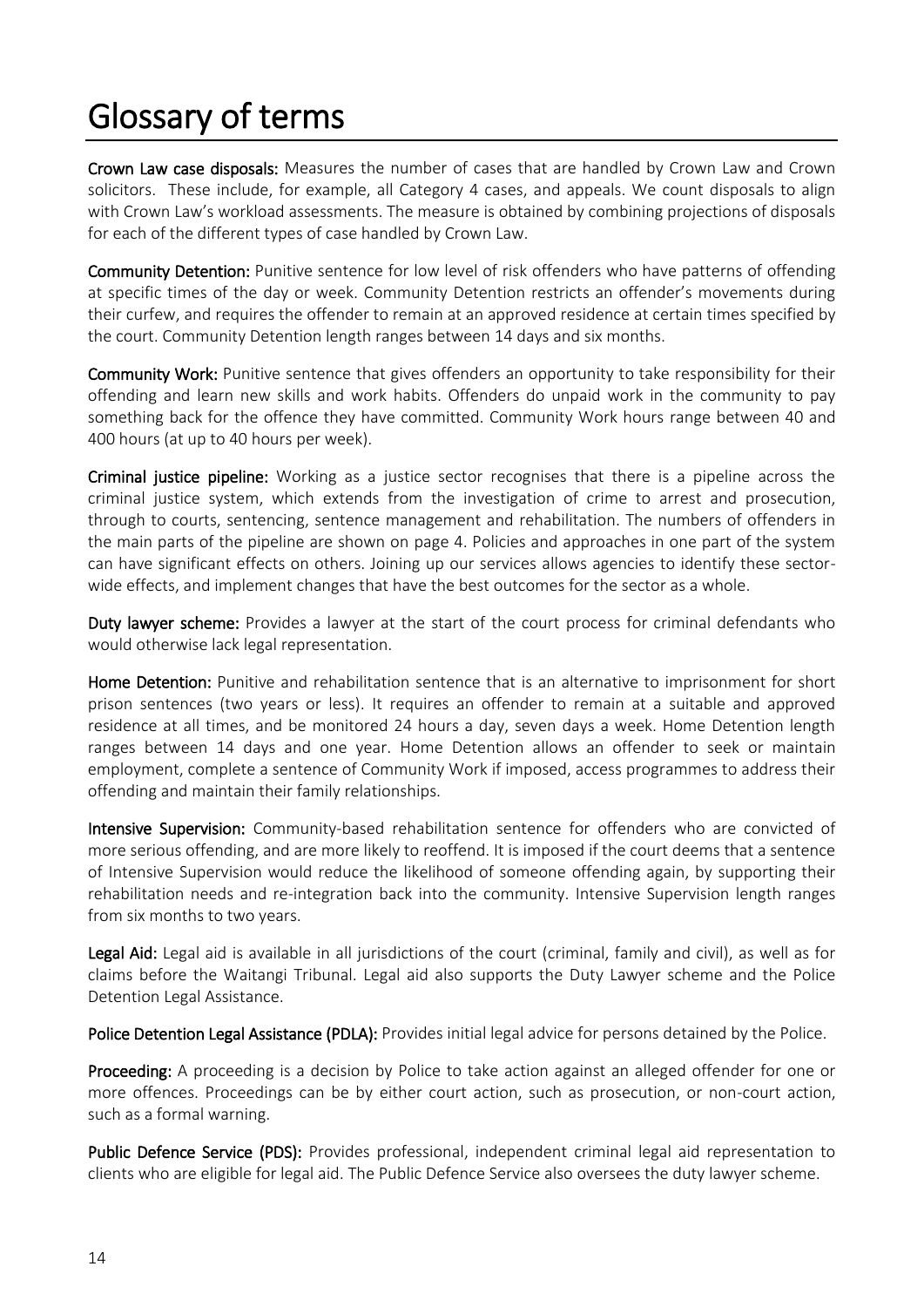# Glossary of terms

**Crown Law case disposals:** Measures the number of cases that are handled by Crown Law and Crown solicitors. These include, for example, all Category 4 cases, and appeals. We count disposals to align with Crown Law's workload assessments. The measure is obtained by combining projections of disposals for each of the different types of case handled by Crown Law.

**Community Detention:** Punitive sentence for low level of risk offenders who have patterns of offending at specific times of the day or week. Community Detention restricts an offender's movements during their curfew, and requires the offender to remain at an approved residence at certain times specified by the court. Community Detention length ranges between 14 days and six months.

**Community Work:** Punitive sentence that gives offenders an opportunity to take responsibility for their offending and learn new skills and work habits. Offenders do unpaid work in the community to pay something back for the offence they have committed. Community Work hours range between 40 and 400 hours (at up to 40 hours per week).

**Criminal justice pipeline:** Working as a justice sector recognises that there is a pipeline across the criminal justice system, which extends from the investigation of crime to arrest and prosecution, through to courts, sentencing, sentence management and rehabilitation. The numbers of offenders in the main parts of the pipeline are shown on page 4. Policies and approaches in one part of the system can have significant effects on others. Joining up our services allows agencies to identify these sector-wide effects, and implement changes that have the best outcomes for the sector as a whole.

**Duty lawyer scheme:** Provides a lawyer at the start of the court process for criminal defendants who would otherwise lack legal representation.

**Home Detention:** Punitive and rehabilitation sentence that is an alternative to imprisonment for short prison sentences (two years or less). It requires an offender to remain at a suitable and approved residence at all times, and be monitored 24 hours a day, seven days a week. Home Detention length ranges between 14 days and one year. Home Detention allows an offender to seek or maintain employment, complete a sentence of Community Work if imposed, access programmes to address their offending and maintain their family relationships.

**Intensive Supervision:** Community-based rehabilitation sentence for offenders who are convicted of more serious offending, and are more likely to reoffend. It is imposed if the court deems that a sentence of Intensive Supervision would reduce the likelihood of someone offending again, by supporting their rehabilitation needs and re-integration back into the community. Intensive Supervision length ranges from six months to two years.

**Legal Aid:** Legal aid is available in all jurisdictions of the court (criminal, family and civil), as well as for claims before the Waitangi Tribunal. Legal aid also supports the Duty Lawyer scheme and the Police Detention Legal Assistance.

**Police Detention Legal Assistance (PDLA):** Provides initial legal advice for persons detained by the Police.

**Proceeding:** A proceeding is a decision by Police to take action against an alleged offender for one or more offences. Proceedings can be by either court action, such as prosecution, or non-court action, such as a formal warning.

**Public Defence Service (PDS):** Provides professional, independent criminal legal aid representation to clients who are eligible for legal aid. The Public Defence Service also oversees the duty lawyer scheme.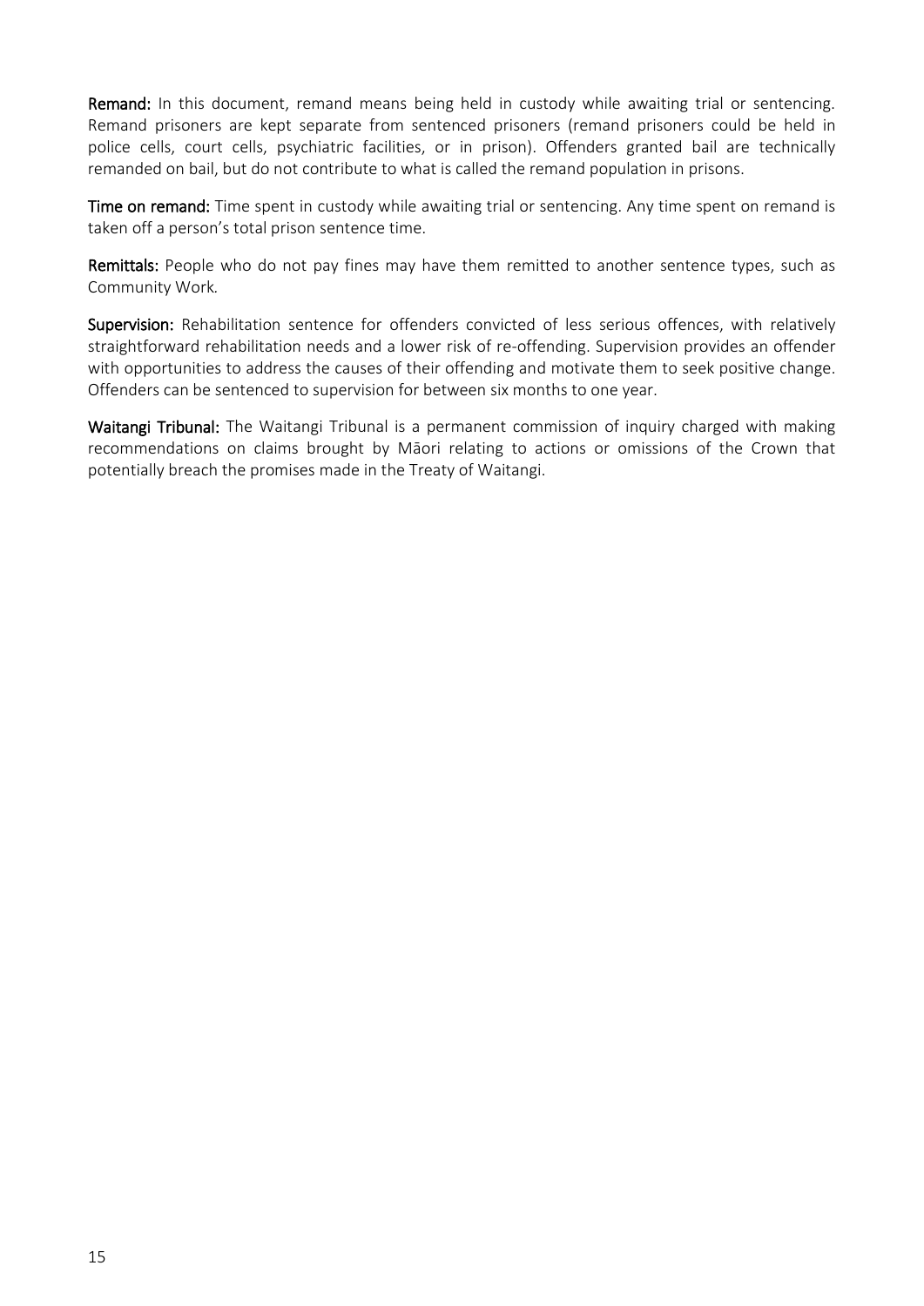**Remand:** In this document, remand means being held in custody while awaiting trial or sentencing. Remand prisoners are kept separate from sentenced prisoners (remand prisoners could be held in police cells, court cells, psychiatric facilities, or in prison). Offenders granted bail are technically remanded on bail, but do not contribute to what is called the remand population in prisons.

**Time on remand:** Time spent in custody while awaiting trial or sentencing. Any time spent on remand is taken off a person's total prison sentence time.

**Remittals:** People who do not pay fines may have them remitted to another sentence types, such as Community Work.

**Supervision:** Rehabilitation sentence for offenders convicted of less serious offences, with relatively straightforward rehabilitation needs and a lower risk of re-offending. Supervision provides an offender with opportunities to address the causes of their offending and motivate them to seek positive change. Offenders can be sentenced to supervision for between six months to one year.

**Waitangi Tribunal:** The Waitangi Tribunal is a permanent commission of inquiry charged with making recommendations on claims brought by Māori relating to actions or omissions of the Crown that potentially breach the promises made in the Treaty of Waitangi.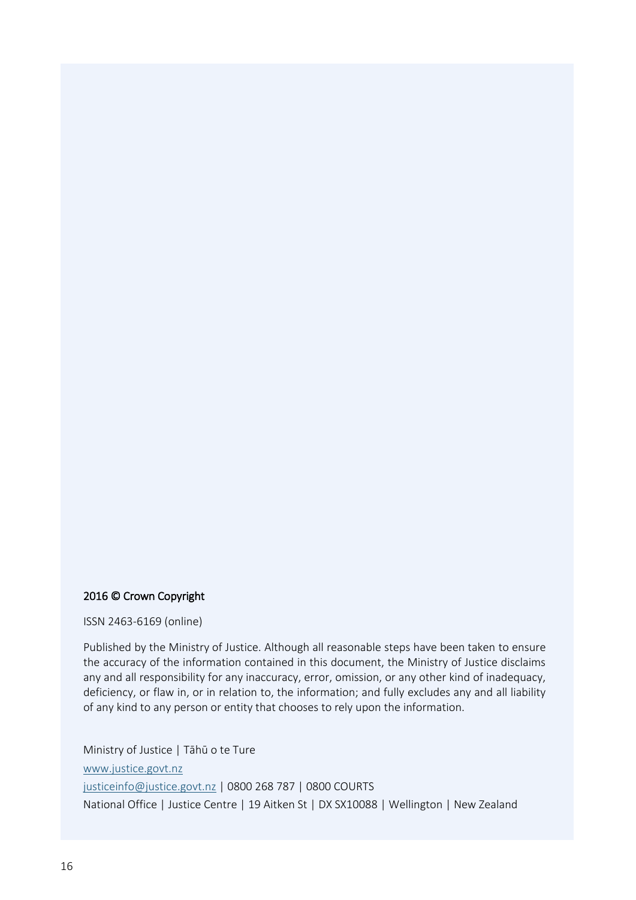**2016 © Crown Copyright**

ISSN 2463-6169 (online)

Published by the Ministry of Justice. Although all reasonable steps have been taken to ensure the accuracy of the information contained in this document, the Ministry of Justice disclaims any and all responsibility for any inaccuracy, error, omission, or any other kind of inadequacy, deficiency, or flaw in, or in relation to, the information; and fully excludes any and all liability of any kind to any person or entity that chooses to rely upon the information.

Ministry of Justice | Tāhū o te Ture

www.justice.govt.nz

justiceinfo@justice.govt.nz | 0800 268 787 | 0800 COURTS

National Office | Justice Centre | 19 Aitken St | DX SX10088 | Wellington | New Zealand